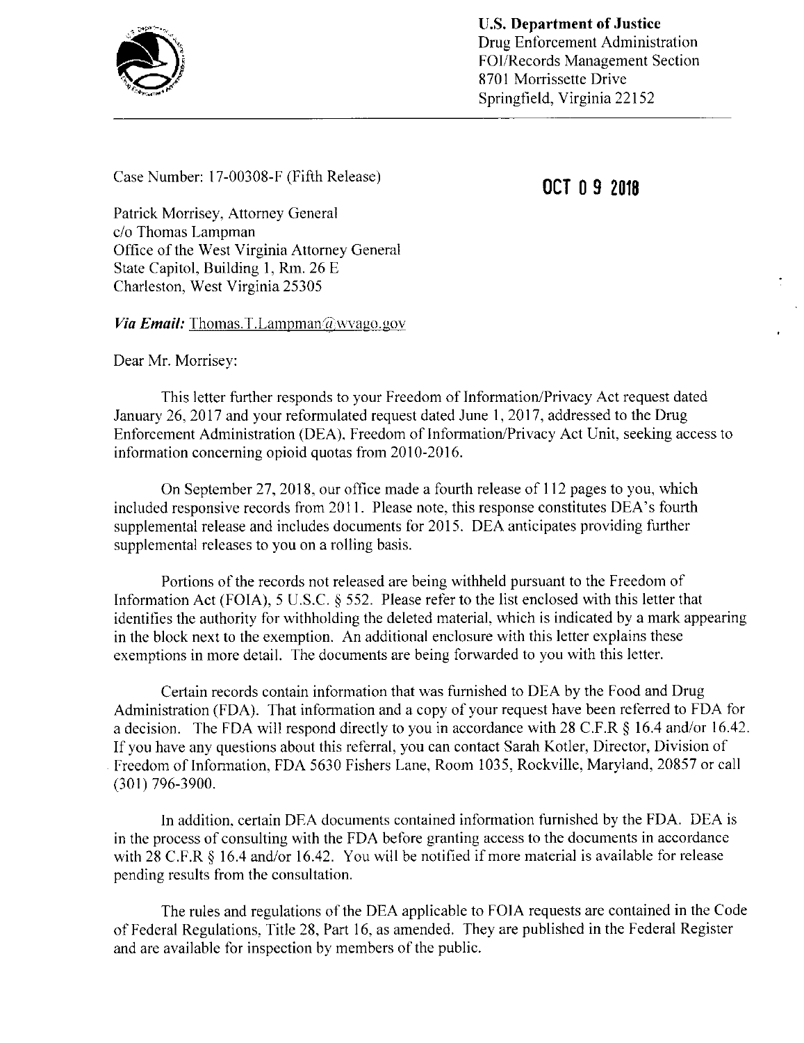**U.S. Department of Justice**
Drug Enforcement Administration
FOI/Records Management Section
8701 Morrissette Drive
Springfield, Virginia 22152

Case Number: 17-00308-F (Fifth Release)

**OCT 09 2018**

Patrick Morrisey, Attorney General
c/o Thomas Lampman
Office of the West Virginia Attorney General
State Capitol, Building 1, Rm. 26 E
Charleston, West Virginia 25305

***Via Email:*** Thomas.T.Lampman@wvago.gov

Dear Mr. Morrisey:

This letter further responds to your Freedom of Information/Privacy Act request dated January 26, 2017 and your reformulated request dated June 1, 2017, addressed to the Drug Enforcement Administration (DEA), Freedom of Information/Privacy Act Unit, seeking access to information concerning opioid quotas from 2010-2016.

On September 27, 2018, our office made a fourth release of 112 pages to you, which included responsive records from 2011. Please note, this response constitutes DEA's fourth supplemental release and includes documents for 2015. DEA anticipates providing further supplemental releases to you on a rolling basis.

Portions of the records not released are being withheld pursuant to the Freedom of Information Act (FOIA), 5 U.S.C. § 552. Please refer to the list enclosed with this letter that identifies the authority for withholding the deleted material, which is indicated by a mark appearing in the block next to the exemption. An additional enclosure with this letter explains these exemptions in more detail. The documents are being forwarded to you with this letter.

Certain records contain information that was furnished to DEA by the Food and Drug Administration (FDA). That information and a copy of your request have been referred to FDA for a decision. The FDA will respond directly to you in accordance with 28 C.F.R § 16.4 and/or 16.42. If you have any questions about this referral, you can contact Sarah Kotler, Director, Division of Freedom of Information, FDA 5630 Fishers Lane, Room 1035, Rockville, Maryland, 20857 or call (301) 796-3900.

In addition, certain DEA documents contained information furnished by the FDA. DEA is in the process of consulting with the FDA before granting access to the documents in accordance with 28 C.F.R § 16.4 and/or 16.42. You will be notified if more material is available for release pending results from the consultation.

The rules and regulations of the DEA applicable to FOIA requests are contained in the Code of Federal Regulations, Title 28, Part 16, as amended. They are published in the Federal Register and are available for inspection by members of the public.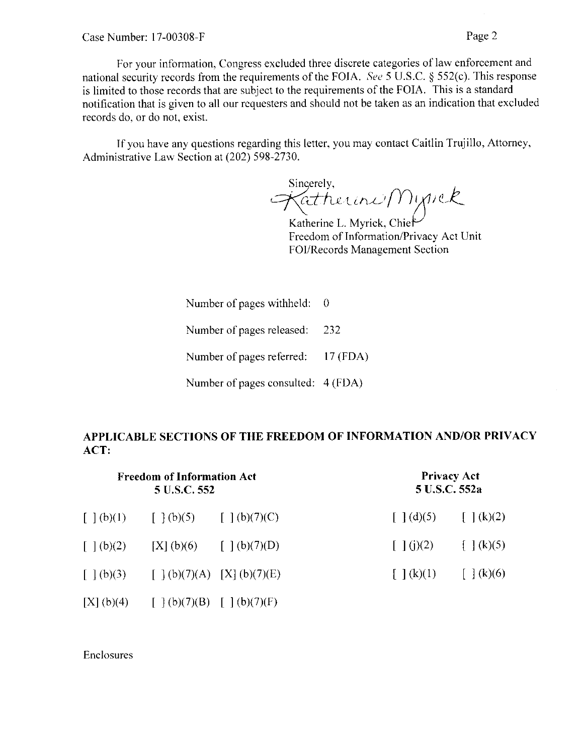For your information, Congress excluded three discrete categories of law enforcement and national security records from the requirements of the FOIA. *See* 5 U.S.C. § 552(c). This response is limited to those records that are subject to the requirements of the FOIA. This is a standard notification that is given to all our requesters and should not be taken as an indication that excluded records do, or do not, exist.

If you have any questions regarding this letter, you may contact Caitlin Trujillo, Attorney, Administrative Law Section at (202) 598-2730.

Sincerely,

Katherine L. Myrick, Chief
Freedom of Information/Privacy Act Unit
FOI/Records Management Section

Number of pages withheld: 0

Number of pages released: 232

Number of pages referred: 17 (FDA)

Number of pages consulted: 4 (FDA)

**APPLICABLE SECTIONS OF THE FREEDOM OF INFORMATION AND/OR PRIVACY ACT:**

| Freedom of Information Act 5 U.S.C. 552 | | | Privacy Act 5 U.S.C. 552a | |
|---|---|---|---|---|
| [ ] (b)(1) | [ ] (b)(5) | [ ] (b)(7)(C) | [ ] (d)(5) | [ ] (k)(2) |
| [ ] (b)(2) | [X] (b)(6) | [ ] (b)(7)(D) | [ ] (j)(2) | [ ] (k)(5) |
| [ ] (b)(3) | [ ] (b)(7)(A) | [X] (b)(7)(E) | [ ] (k)(1) | [ ] (k)(6) |
| [X] (b)(4) | [ ] (b)(7)(B) | [ ] (b)(7)(F) | | |

Enclosures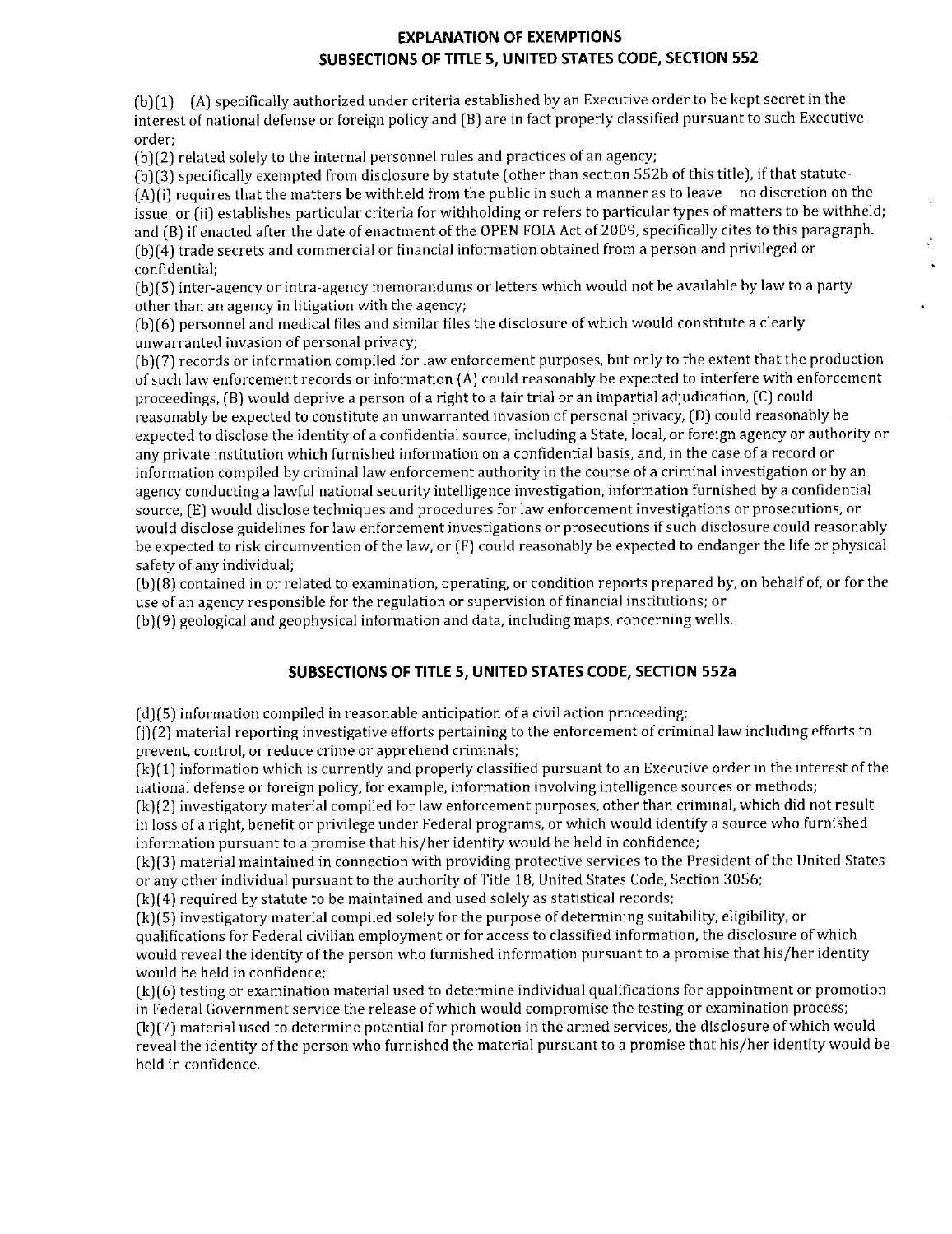## EXPLANATION OF EXEMPTIONS

## SUBSECTIONS OF TITLE 5, UNITED STATES CODE, SECTION 552

(b)(1) (A) specifically authorized under criteria established by an Executive order to be kept secret in the interest of national defense or foreign policy and (B) are in fact properly classified pursuant to such Executive order;

(b)(2) related solely to the internal personnel rules and practices of an agency;

(b)(3) specifically exempted from disclosure by statute (other than section 552b of this title), if that statute-(A)(i) requires that the matters be withheld from the public in such a manner as to leave no discretion on the issue; or (ii) establishes particular criteria for withholding or refers to particular types of matters to be withheld; and (B) if enacted after the date of enactment of the OPEN FOIA Act of 2009, specifically cites to this paragraph.

(b)(4) trade secrets and commercial or financial information obtained from a person and privileged or confidential;

(b)(5) inter-agency or intra-agency memorandums or letters which would not be available by law to a party other than an agency in litigation with the agency;

(b)(6) personnel and medical files and similar files the disclosure of which would constitute a clearly unwarranted invasion of personal privacy;

(b)(7) records or information compiled for law enforcement purposes, but only to the extent that the production of such law enforcement records or information (A) could reasonably be expected to interfere with enforcement proceedings, (B) would deprive a person of a right to a fair trial or an impartial adjudication, (C) could reasonably be expected to constitute an unwarranted invasion of personal privacy, (D) could reasonably be expected to disclose the identity of a confidential source, including a State, local, or foreign agency or authority or any private institution which furnished information on a confidential basis, and, in the case of a record or information compiled by criminal law enforcement authority in the course of a criminal investigation or by an agency conducting a lawful national security intelligence investigation, information furnished by a confidential source, (E) would disclose techniques and procedures for law enforcement investigations or prosecutions, or would disclose guidelines for law enforcement investigations or prosecutions if such disclosure could reasonably be expected to risk circumvention of the law, or (F) could reasonably be expected to endanger the life or physical safety of any individual;

(b)(8) contained in or related to examination, operating, or condition reports prepared by, on behalf of, or for the use of an agency responsible for the regulation or supervision of financial institutions; or

(b)(9) geological and geophysical information and data, including maps, concerning wells.

## SUBSECTIONS OF TITLE 5, UNITED STATES CODE, SECTION 552a

(d)(5) information compiled in reasonable anticipation of a civil action proceeding;

(j)(2) material reporting investigative efforts pertaining to the enforcement of criminal law including efforts to prevent, control, or reduce crime or apprehend criminals;

(k)(1) information which is currently and properly classified pursuant to an Executive order in the interest of the national defense or foreign policy, for example, information involving intelligence sources or methods;

(k)(2) investigatory material compiled for law enforcement purposes, other than criminal, which did not result in loss of a right, benefit or privilege under Federal programs, or which would identify a source who furnished information pursuant to a promise that his/her identity would be held in confidence;

(k)(3) material maintained in connection with providing protective services to the President of the United States or any other individual pursuant to the authority of Title 18, United States Code, Section 3056;

(k)(4) required by statute to be maintained and used solely as statistical records;

(k)(5) investigatory material compiled solely for the purpose of determining suitability, eligibility, or qualifications for Federal civilian employment or for access to classified information, the disclosure of which would reveal the identity of the person who furnished information pursuant to a promise that his/her identity would be held in confidence;

(k)(6) testing or examination material used to determine individual qualifications for appointment or promotion in Federal Government service the release of which would compromise the testing or examination process;

(k)(7) material used to determine potential for promotion in the armed services, the disclosure of which would reveal the identity of the person who furnished the material pursuant to a promise that his/her identity would be held in confidence.